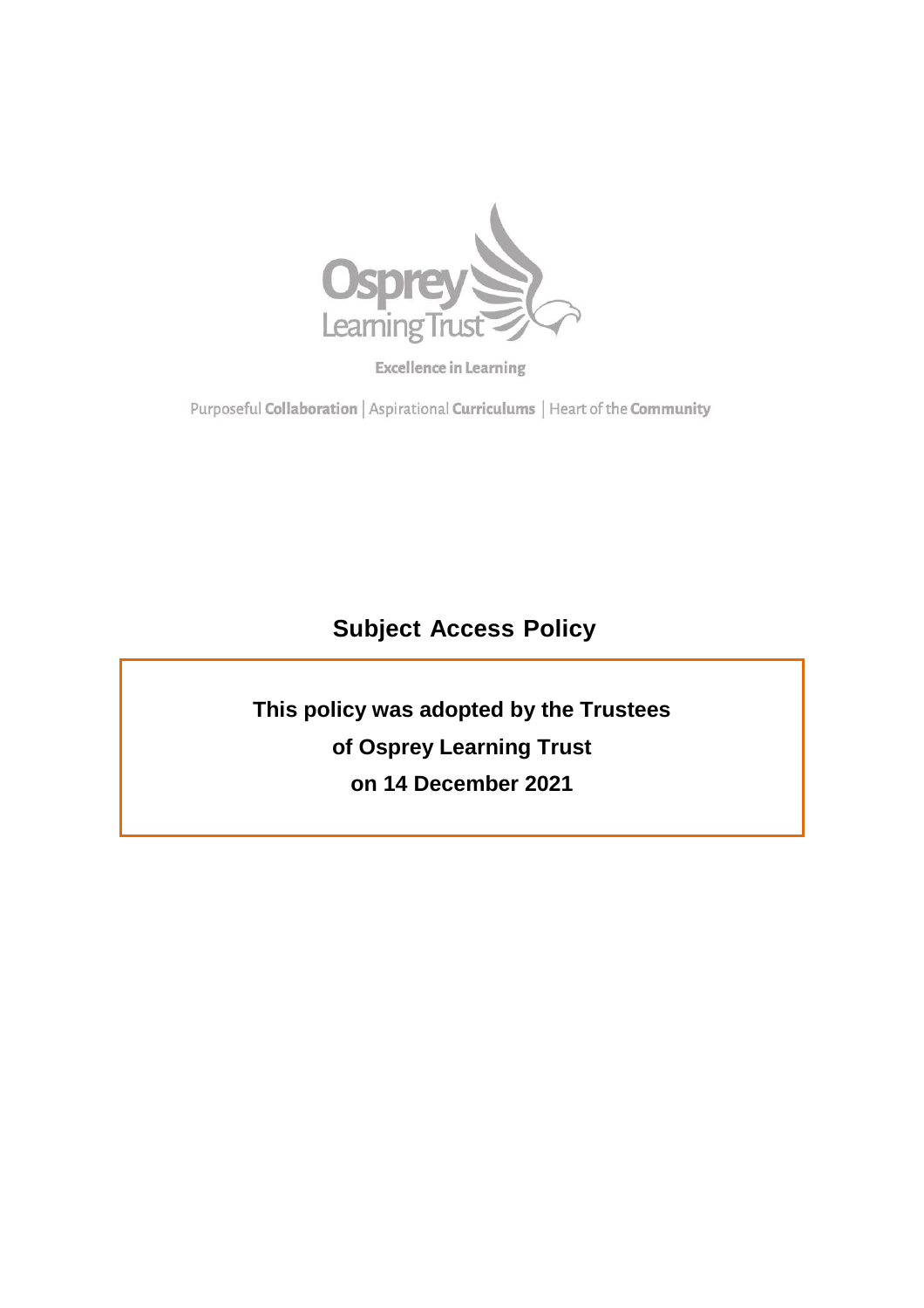Osprey Learning Trust

Excellence in Learning

Purposeful **Collaboration** | Aspirational **Curriculums** | Heart of the **Community**

# Subject Access Policy

**This policy was adopted by the Trustees**

**of Osprey Learning Trust**

**on 14 December 2021**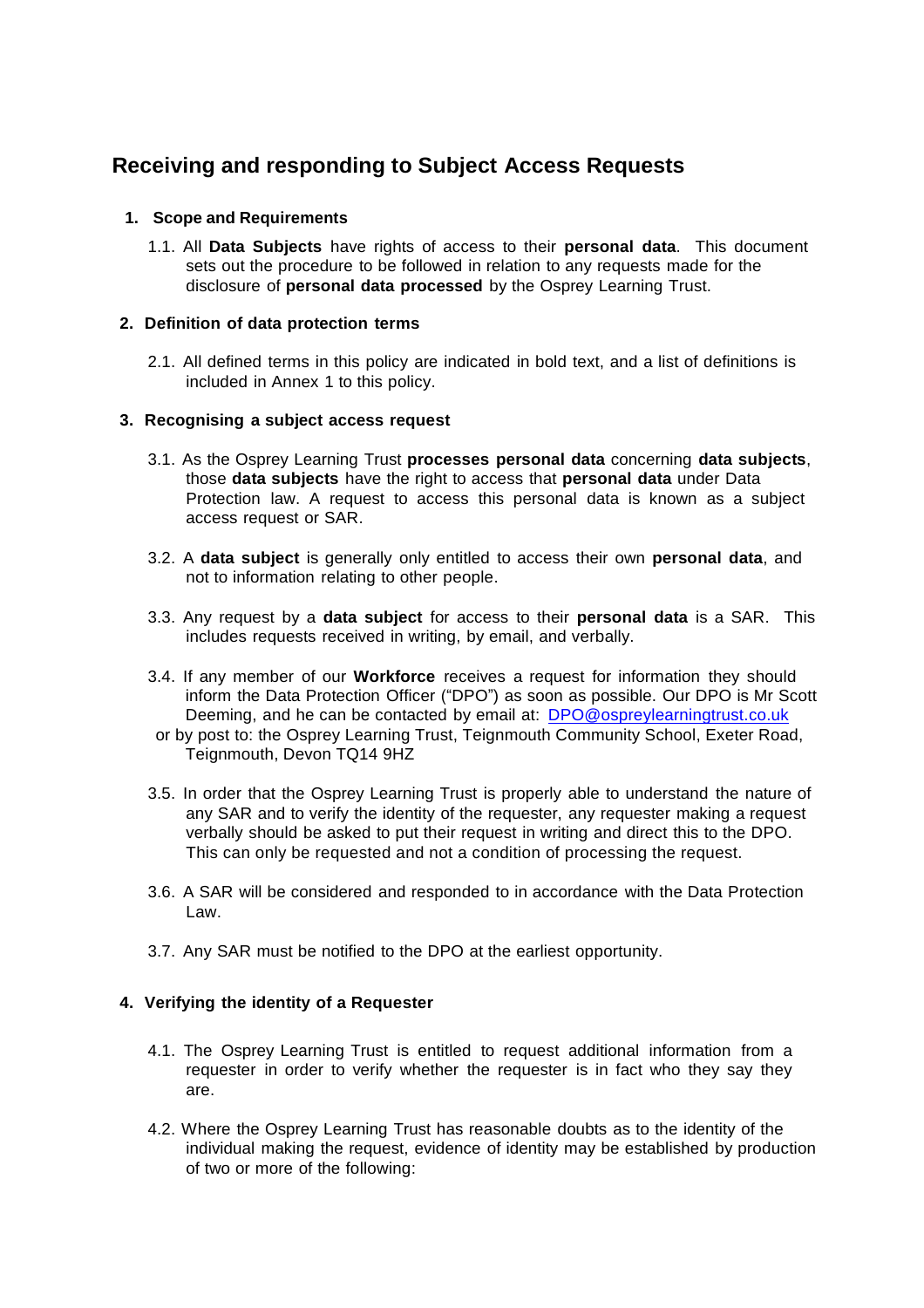# Receiving and responding to Subject Access Requests

1. **Scope and Requirements**

   1.1. All **Data Subjects** have rights of access to their **personal data**. This document sets out the procedure to be followed in relation to any requests made for the disclosure of **personal data processed** by the Osprey Learning Trust.

2. **Definition of data protection terms**

   2.1. All defined terms in this policy are indicated in bold text, and a list of definitions is included in Annex 1 to this policy.

3. **Recognising a subject access request**

   3.1. As the Osprey Learning Trust **processes personal data** concerning **data subjects**, those **data subjects** have the right to access that **personal data** under Data Protection law. A request to access this personal data is known as a subject access request or SAR.

   3.2. A **data subject** is generally only entitled to access their own **personal data**, and not to information relating to other people.

   3.3. Any request by a **data subject** for access to their **personal data** is a SAR. This includes requests received in writing, by email, and verbally.

   3.4. If any member of our **Workforce** receives a request for information they should inform the Data Protection Officer ("DPO") as soon as possible. Our DPO is Mr Scott Deeming, and he can be contacted by email at: DPO@ospreylearningtrust.co.uk or by post to: the Osprey Learning Trust, Teignmouth Community School, Exeter Road, Teignmouth, Devon TQ14 9HZ

   3.5. In order that the Osprey Learning Trust is properly able to understand the nature of any SAR and to verify the identity of the requester, any requester making a request verbally should be asked to put their request in writing and direct this to the DPO. This can only be requested and not a condition of processing the request.

   3.6. A SAR will be considered and responded to in accordance with the Data Protection Law.

   3.7. Any SAR must be notified to the DPO at the earliest opportunity.

4. **Verifying the identity of a Requester**

   4.1. The Osprey Learning Trust is entitled to request additional information from a requester in order to verify whether the requester is in fact who they say they are.

   4.2. Where the Osprey Learning Trust has reasonable doubts as to the identity of the individual making the request, evidence of identity may be established by production of two or more of the following: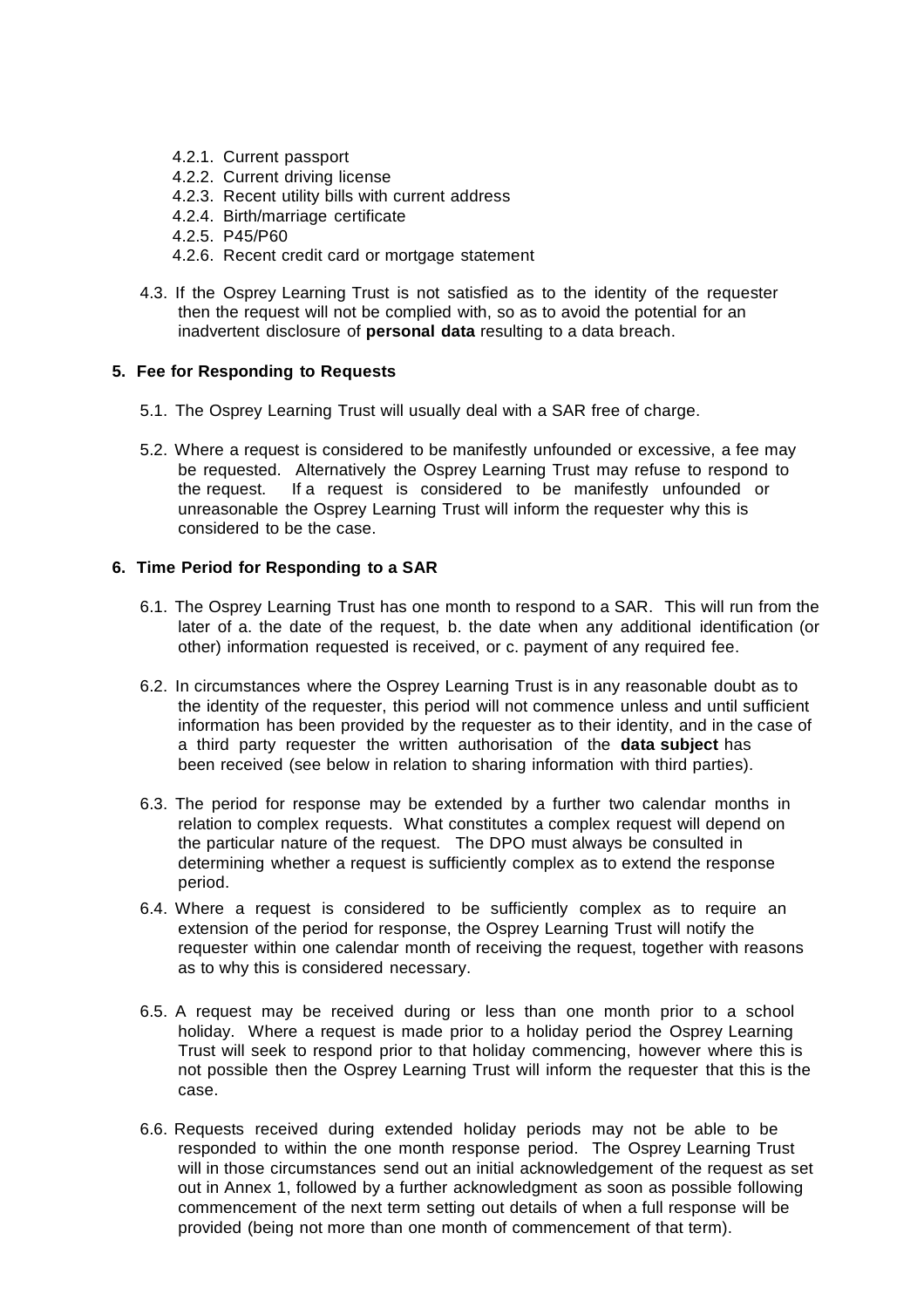- 4.2.1. Current passport
- 4.2.2. Current driving license
- 4.2.3. Recent utility bills with current address
- 4.2.4. Birth/marriage certificate
- 4.2.5. P45/P60
- 4.2.6. Recent credit card or mortgage statement

4.3. If the Osprey Learning Trust is not satisfied as to the identity of the requester then the request will not be complied with, so as to avoid the potential for an inadvertent disclosure of **personal data** resulting to a data breach.

## 5. Fee for Responding to Requests

5.1. The Osprey Learning Trust will usually deal with a SAR free of charge.

5.2. Where a request is considered to be manifestly unfounded or excessive, a fee may be requested. Alternatively the Osprey Learning Trust may refuse to respond to the request. If a request is considered to be manifestly unfounded or unreasonable the Osprey Learning Trust will inform the requester why this is considered to be the case.

## 6. Time Period for Responding to a SAR

6.1. The Osprey Learning Trust has one month to respond to a SAR. This will run from the later of a. the date of the request, b. the date when any additional identification (or other) information requested is received, or c. payment of any required fee.

6.2. In circumstances where the Osprey Learning Trust is in any reasonable doubt as to the identity of the requester, this period will not commence unless and until sufficient information has been provided by the requester as to their identity, and in the case of a third party requester the written authorisation of the **data subject** has been received (see below in relation to sharing information with third parties).

6.3. The period for response may be extended by a further two calendar months in relation to complex requests. What constitutes a complex request will depend on the particular nature of the request. The DPO must always be consulted in determining whether a request is sufficiently complex as to extend the response period.

6.4. Where a request is considered to be sufficiently complex as to require an extension of the period for response, the Osprey Learning Trust will notify the requester within one calendar month of receiving the request, together with reasons as to why this is considered necessary.

6.5. A request may be received during or less than one month prior to a school holiday. Where a request is made prior to a holiday period the Osprey Learning Trust will seek to respond prior to that holiday commencing, however where this is not possible then the Osprey Learning Trust will inform the requester that this is the case.

6.6. Requests received during extended holiday periods may not be able to be responded to within the one month response period. The Osprey Learning Trust will in those circumstances send out an initial acknowledgement of the request as set out in Annex 1, followed by a further acknowledgment as soon as possible following commencement of the next term setting out details of when a full response will be provided (being not more than one month of commencement of that term).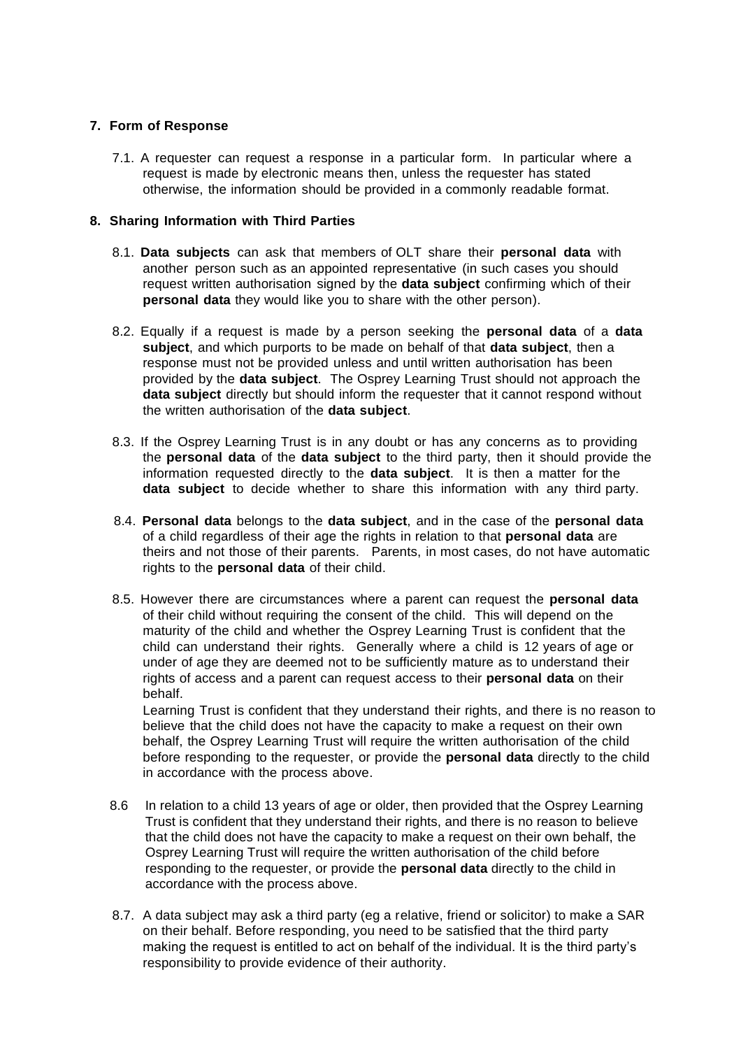## 7. Form of Response

7.1. A requester can request a response in a particular form. In particular where a request is made by electronic means then, unless the requester has stated otherwise, the information should be provided in a commonly readable format.

## 8. Sharing Information with Third Parties

8.1. **Data subjects** can ask that members of OLT share their **personal data** with another person such as an appointed representative (in such cases you should request written authorisation signed by the **data subject** confirming which of their **personal data** they would like you to share with the other person).

8.2. Equally if a request is made by a person seeking the **personal data** of a **data subject**, and which purports to be made on behalf of that **data subject**, then a response must not be provided unless and until written authorisation has been provided by the **data subject**. The Osprey Learning Trust should not approach the **data subject** directly but should inform the requester that it cannot respond without the written authorisation of the **data subject**.

8.3. If the Osprey Learning Trust is in any doubt or has any concerns as to providing the **personal data** of the **data subject** to the third party, then it should provide the information requested directly to the **data subject**. It is then a matter for the **data subject** to decide whether to share this information with any third party.

8.4. **Personal data** belongs to the **data subject**, and in the case of the **personal data** of a child regardless of their age the rights in relation to that **personal data** are theirs and not those of their parents. Parents, in most cases, do not have automatic rights to the **personal data** of their child.

8.5. However there are circumstances where a parent can request the **personal data** of their child without requiring the consent of the child. This will depend on the maturity of the child and whether the Osprey Learning Trust is confident that the child can understand their rights. Generally where a child is 12 years of age or under of age they are deemed not to be sufficiently mature as to understand their rights of access and a parent can request access to their **personal data** on their behalf.
Learning Trust is confident that they understand their rights, and there is no reason to believe that the child does not have the capacity to make a request on their own behalf, the Osprey Learning Trust will require the written authorisation of the child before responding to the requester, or provide the **personal data** directly to the child in accordance with the process above.

8.6 In relation to a child 13 years of age or older, then provided that the Osprey Learning Trust is confident that they understand their rights, and there is no reason to believe that the child does not have the capacity to make a request on their own behalf, the Osprey Learning Trust will require the written authorisation of the child before responding to the requester, or provide the **personal data** directly to the child in accordance with the process above.

8.7. A data subject may ask a third party (eg a relative, friend or solicitor) to make a SAR on their behalf. Before responding, you need to be satisfied that the third party making the request is entitled to act on behalf of the individual. It is the third party's responsibility to provide evidence of their authority.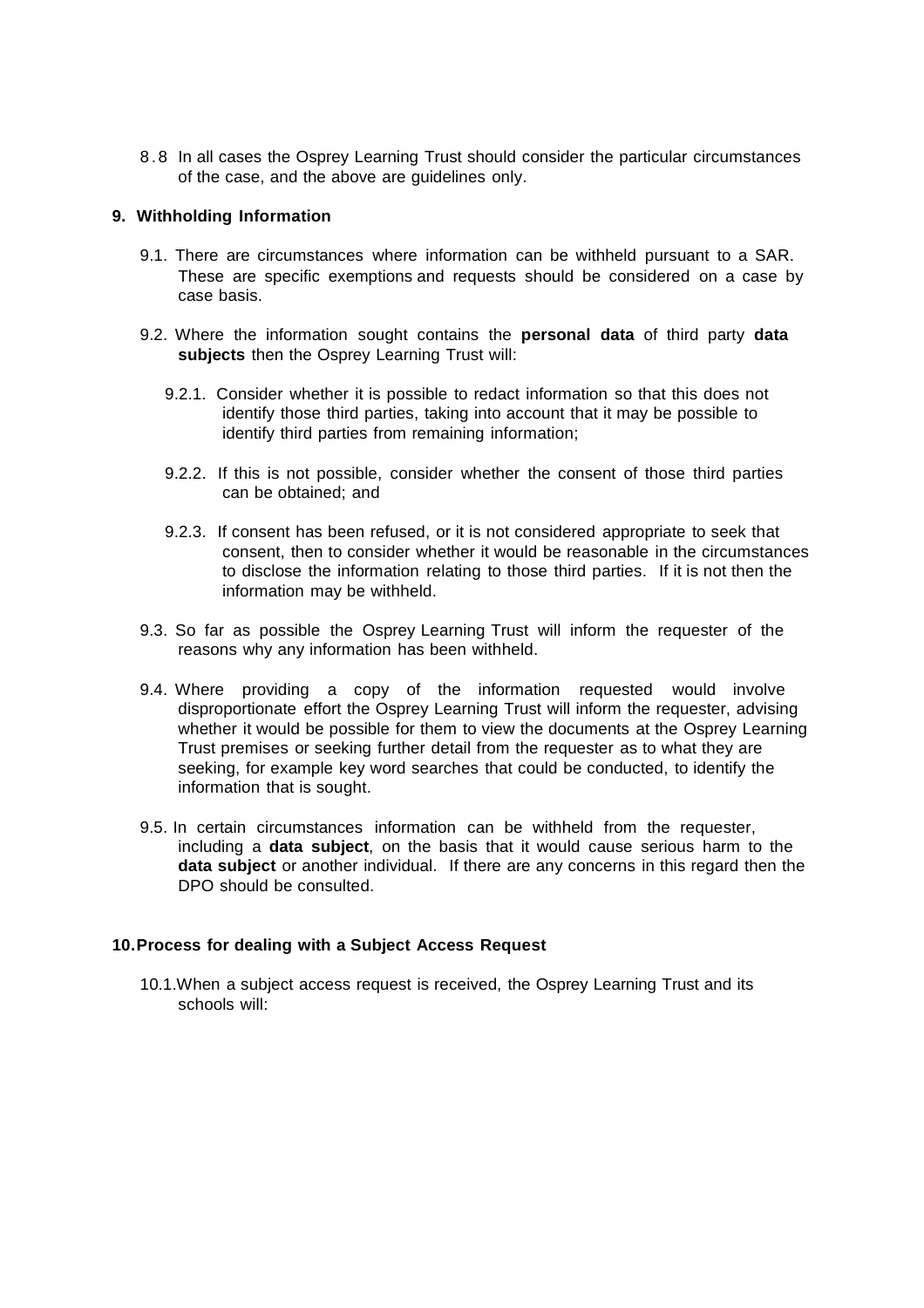8.8 In all cases the Osprey Learning Trust should consider the particular circumstances of the case, and the above are guidelines only.

## 9. Withholding Information

9.1. There are circumstances where information can be withheld pursuant to a SAR. These are specific exemptions and requests should be considered on a case by case basis.

9.2. Where the information sought contains the **personal data** of third party **data subjects** then the Osprey Learning Trust will:

9.2.1. Consider whether it is possible to redact information so that this does not identify those third parties, taking into account that it may be possible to identify third parties from remaining information;

9.2.2. If this is not possible, consider whether the consent of those third parties can be obtained; and

9.2.3. If consent has been refused, or it is not considered appropriate to seek that consent, then to consider whether it would be reasonable in the circumstances to disclose the information relating to those third parties. If it is not then the information may be withheld.

9.3. So far as possible the Osprey Learning Trust will inform the requester of the reasons why any information has been withheld.

9.4. Where providing a copy of the information requested would involve disproportionate effort the Osprey Learning Trust will inform the requester, advising whether it would be possible for them to view the documents at the Osprey Learning Trust premises or seeking further detail from the requester as to what they are seeking, for example key word searches that could be conducted, to identify the information that is sought.

9.5. In certain circumstances information can be withheld from the requester, including a **data subject**, on the basis that it would cause serious harm to the **data subject** or another individual. If there are any concerns in this regard then the DPO should be consulted.

## 10. Process for dealing with a Subject Access Request

10.1. When a subject access request is received, the Osprey Learning Trust and its schools will: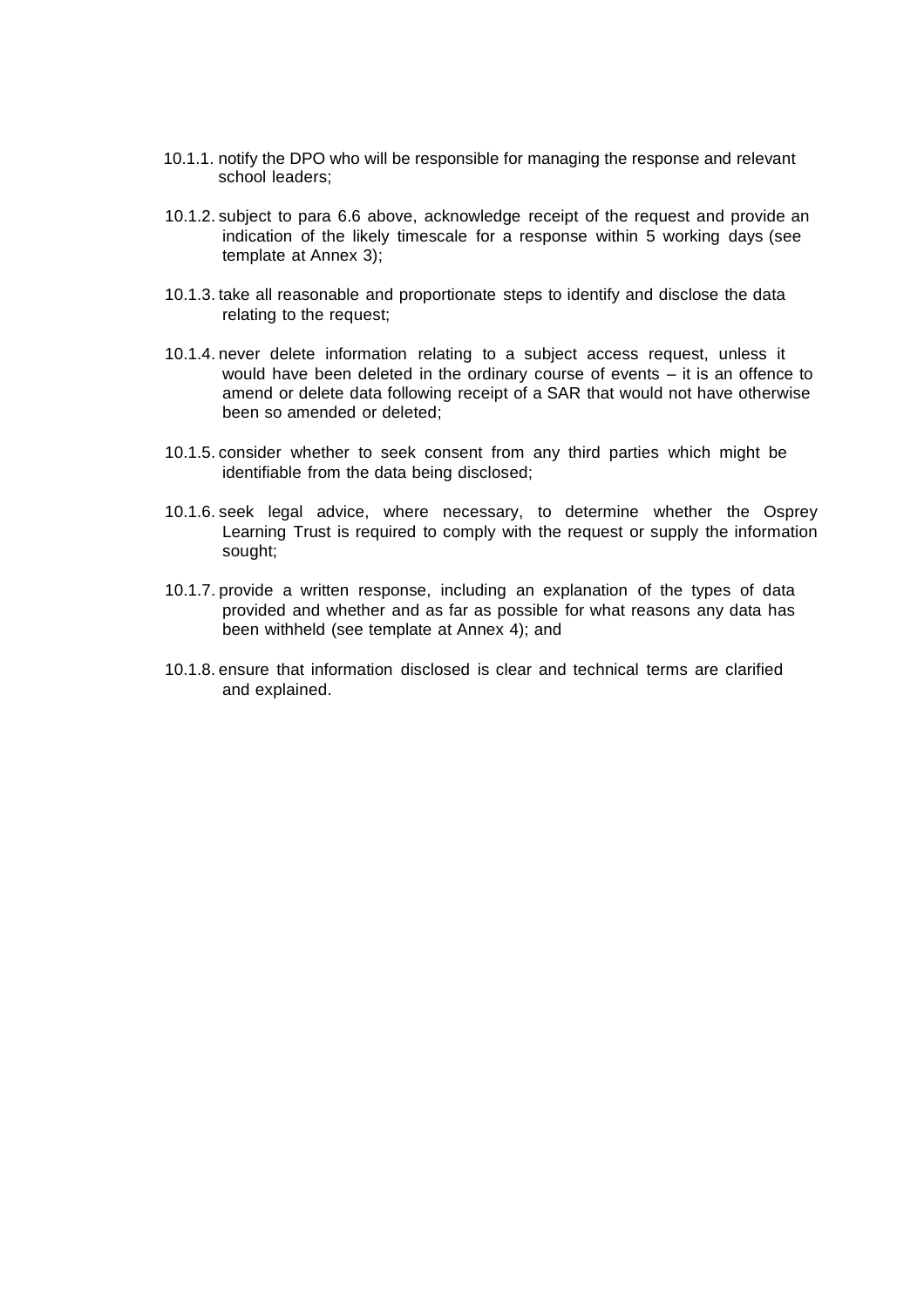10.1.1. notify the DPO who will be responsible for managing the response and relevant school leaders;

10.1.2. subject to para 6.6 above, acknowledge receipt of the request and provide an indication of the likely timescale for a response within 5 working days (see template at Annex 3);

10.1.3. take all reasonable and proportionate steps to identify and disclose the data relating to the request;

10.1.4. never delete information relating to a subject access request, unless it would have been deleted in the ordinary course of events – it is an offence to amend or delete data following receipt of a SAR that would not have otherwise been so amended or deleted;

10.1.5. consider whether to seek consent from any third parties which might be identifiable from the data being disclosed;

10.1.6. seek legal advice, where necessary, to determine whether the Osprey Learning Trust is required to comply with the request or supply the information sought;

10.1.7. provide a written response, including an explanation of the types of data provided and whether and as far as possible for what reasons any data has been withheld (see template at Annex 4); and

10.1.8. ensure that information disclosed is clear and technical terms are clarified and explained.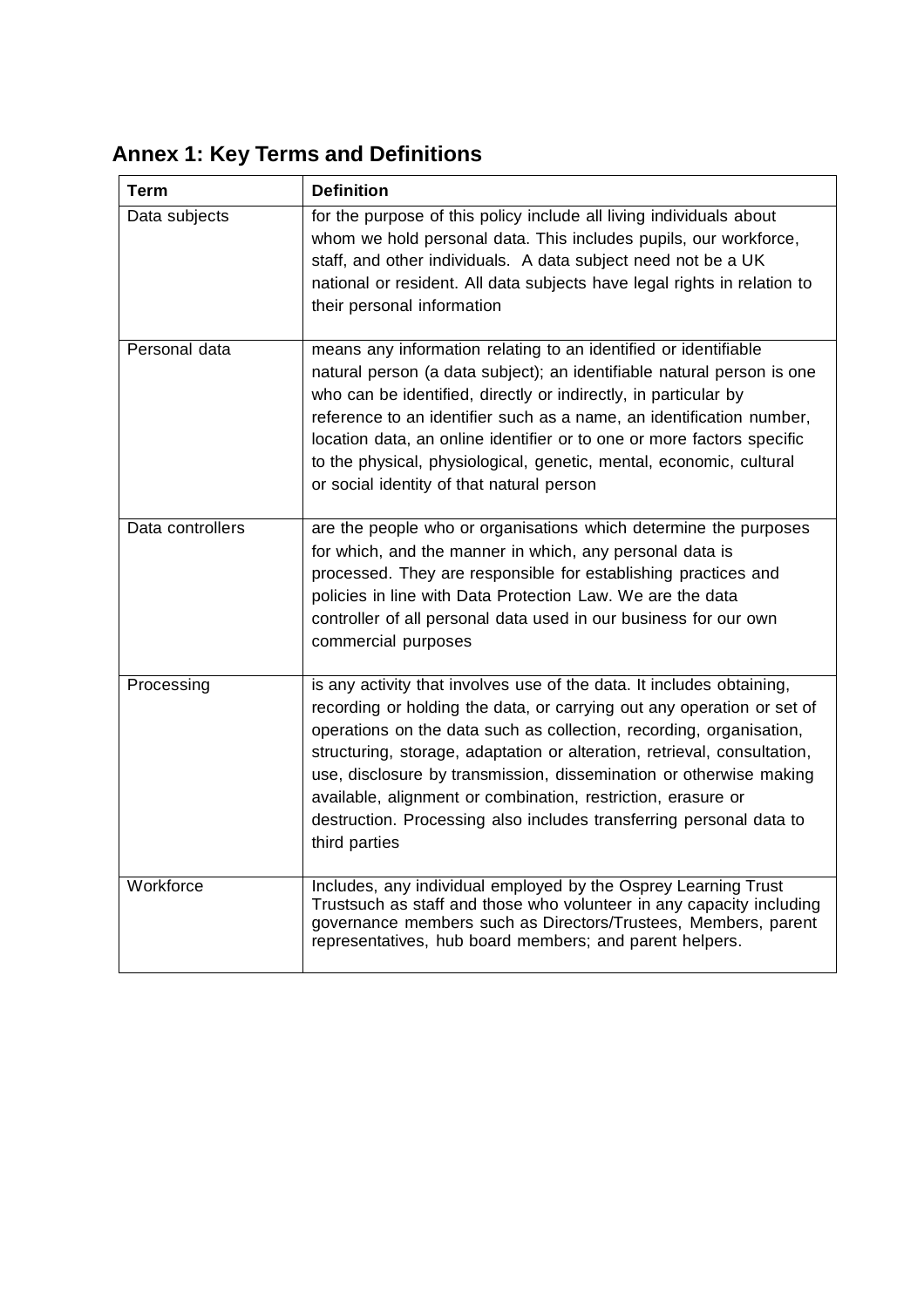## Annex 1: Key Terms and Definitions

| Term | Definition |
| --- | --- |
| Data subjects | for the purpose of this policy include all living individuals about whom we hold personal data. This includes pupils, our workforce, staff, and other individuals. A data subject need not be a UK national or resident. All data subjects have legal rights in relation to their personal information |
| Personal data | means any information relating to an identified or identifiable natural person (a data subject); an identifiable natural person is one who can be identified, directly or indirectly, in particular by reference to an identifier such as a name, an identification number, location data, an online identifier or to one or more factors specific to the physical, physiological, genetic, mental, economic, cultural or social identity of that natural person |
| Data controllers | are the people who or organisations which determine the purposes for which, and the manner in which, any personal data is processed. They are responsible for establishing practices and policies in line with Data Protection Law. We are the data controller of all personal data used in our business for our own commercial purposes |
| Processing | is any activity that involves use of the data. It includes obtaining, recording or holding the data, or carrying out any operation or set of operations on the data such as collection, recording, organisation, structuring, storage, adaptation or alteration, retrieval, consultation, use, disclosure by transmission, dissemination or otherwise making available, alignment or combination, restriction, erasure or destruction. Processing also includes transferring personal data to third parties |
| Workforce | Includes, any individual employed by the Osprey Learning Trust Trustsuch as staff and those who volunteer in any capacity including governance members such as Directors/Trustees, Members, parent representatives, hub board members; and parent helpers. |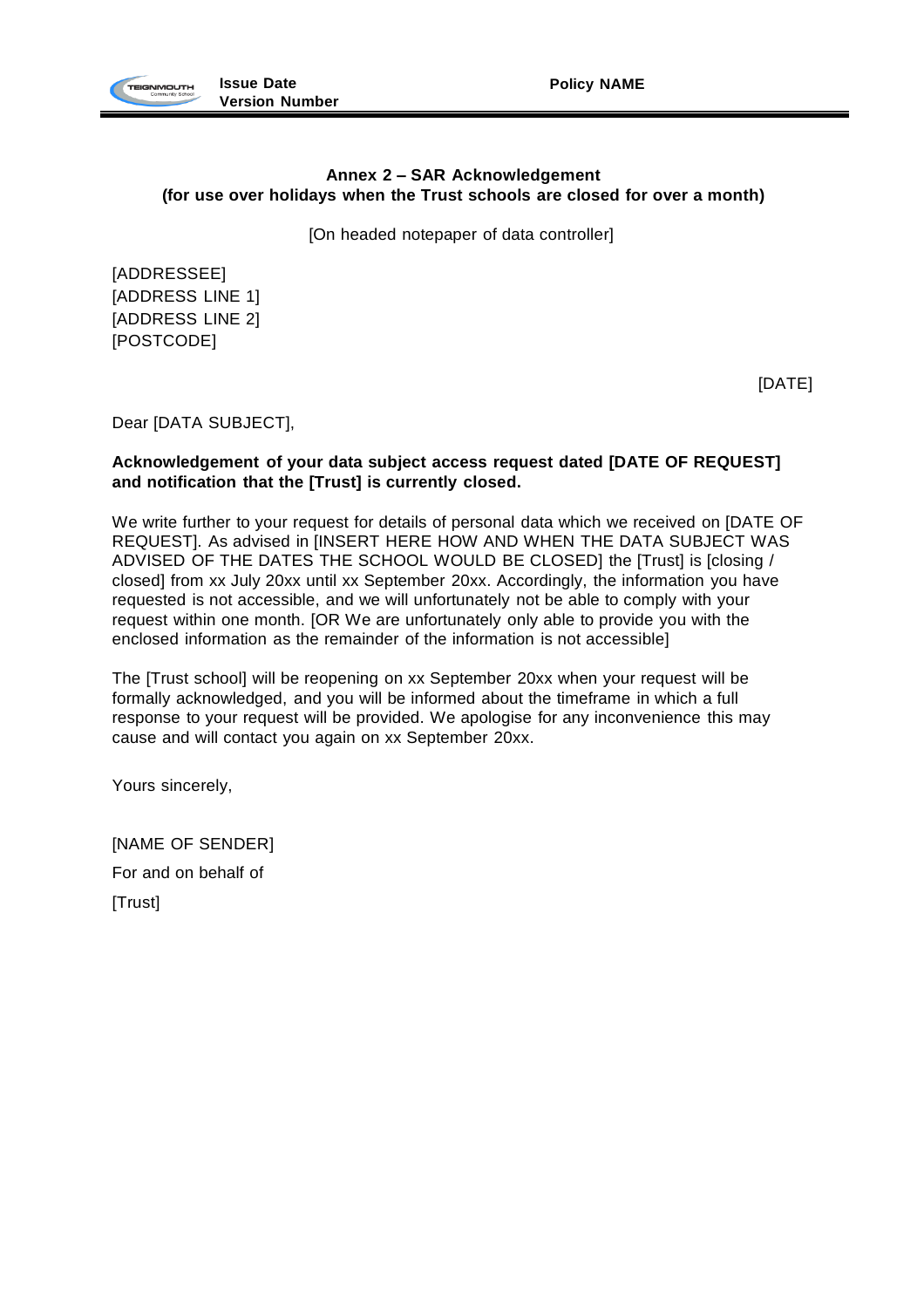**Annex 2 – SAR Acknowledgement**
**(for use over holidays when the Trust schools are closed for over a month)**

[On headed notepaper of data controller]

[ADDRESSEE]
[ADDRESS LINE 1]
[ADDRESS LINE 2]
[POSTCODE]

[DATE]

Dear [DATA SUBJECT],

**Acknowledgement of your data subject access request dated [DATE OF REQUEST] and notification that the [Trust] is currently closed.**

We write further to your request for details of personal data which we received on [DATE OF REQUEST]. As advised in [INSERT HERE HOW AND WHEN THE DATA SUBJECT WAS ADVISED OF THE DATES THE SCHOOL WOULD BE CLOSED] the [Trust] is [closing / closed] from xx July 20xx until xx September 20xx. Accordingly, the information you have requested is not accessible, and we will unfortunately not be able to comply with your request within one month. [OR We are unfortunately only able to provide you with the enclosed information as the remainder of the information is not accessible]

The [Trust school] will be reopening on xx September 20xx when your request will be formally acknowledged, and you will be informed about the timeframe in which a full response to your request will be provided. We apologise for any inconvenience this may cause and will contact you again on xx September 20xx.

Yours sincerely,

[NAME OF SENDER]

For and on behalf of

[Trust]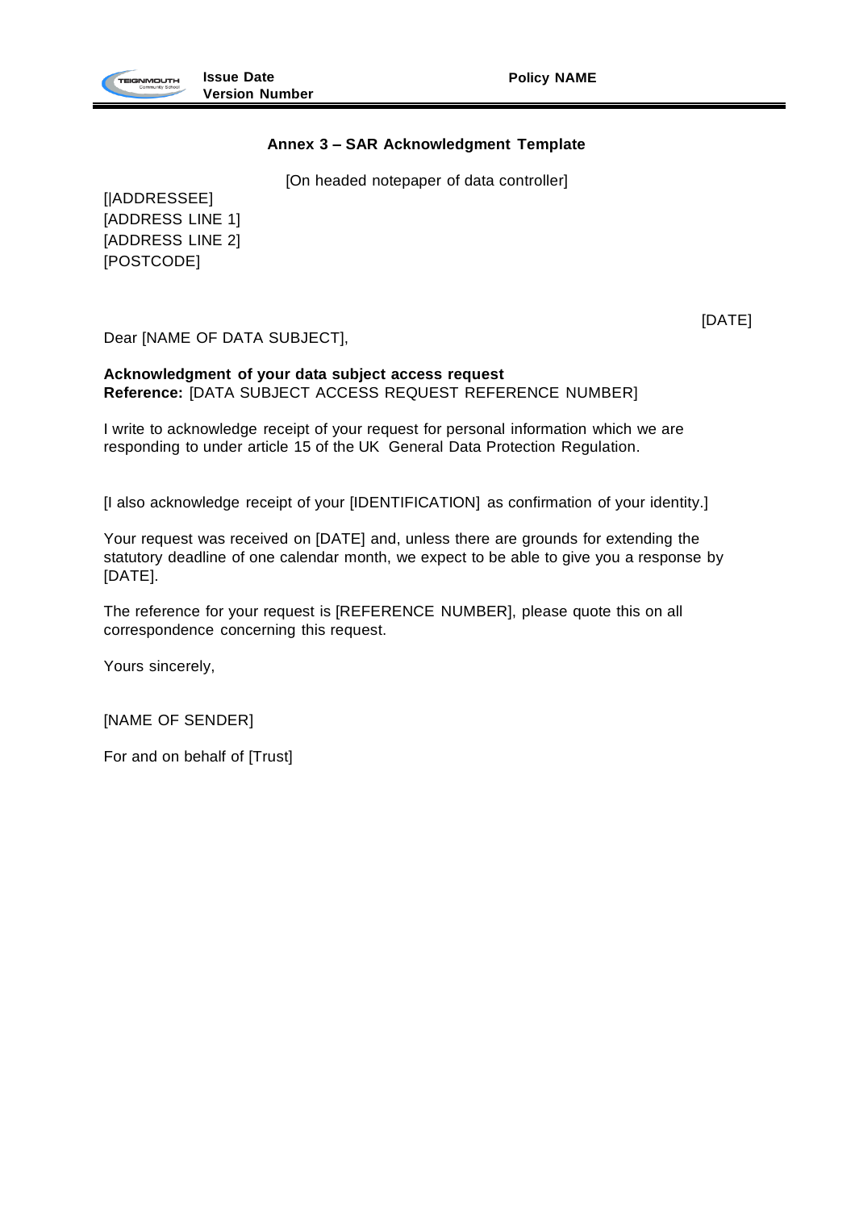## Annex 3 – SAR Acknowledgment Template

[On headed notepaper of data controller]

[|ADDRESSEE]
[ADDRESS LINE 1]
[ADDRESS LINE 2]
[POSTCODE]

[DATE]

Dear [NAME OF DATA SUBJECT],

**Acknowledgment of your data subject access request**
**Reference:** [DATA SUBJECT ACCESS REQUEST REFERENCE NUMBER]

I write to acknowledge receipt of your request for personal information which we are responding to under article 15 of the UK General Data Protection Regulation.

[I also acknowledge receipt of your [IDENTIFICATION] as confirmation of your identity.]

Your request was received on [DATE] and, unless there are grounds for extending the statutory deadline of one calendar month, we expect to be able to give you a response by [DATE].

The reference for your request is [REFERENCE NUMBER], please quote this on all correspondence concerning this request.

Yours sincerely,

[NAME OF SENDER]

For and on behalf of [Trust]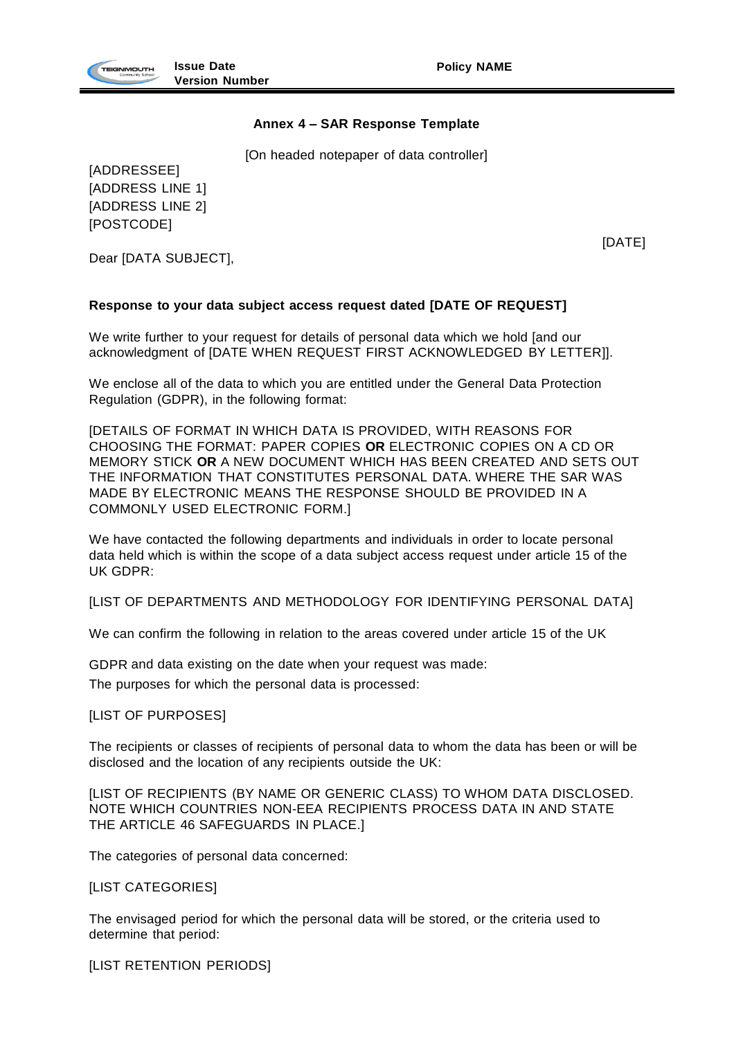## Annex 4 – SAR Response Template

[On headed notepaper of data controller]

[ADDRESSEE]
[ADDRESS LINE 1]
[ADDRESS LINE 2]
[POSTCODE]

[DATE]

Dear [DATA SUBJECT],

**Response to your data subject access request dated [DATE OF REQUEST]**

We write further to your request for details of personal data which we hold [and our acknowledgment of [DATE WHEN REQUEST FIRST ACKNOWLEDGED BY LETTER]].

We enclose all of the data to which you are entitled under the General Data Protection Regulation (GDPR), in the following format:

[DETAILS OF FORMAT IN WHICH DATA IS PROVIDED, WITH REASONS FOR CHOOSING THE FORMAT: PAPER COPIES **OR** ELECTRONIC COPIES ON A CD OR MEMORY STICK **OR** A NEW DOCUMENT WHICH HAS BEEN CREATED AND SETS OUT THE INFORMATION THAT CONSTITUTES PERSONAL DATA. WHERE THE SAR WAS MADE BY ELECTRONIC MEANS THE RESPONSE SHOULD BE PROVIDED IN A COMMONLY USED ELECTRONIC FORM.]

We have contacted the following departments and individuals in order to locate personal data held which is within the scope of a data subject access request under article 15 of the UK GDPR:

[LIST OF DEPARTMENTS AND METHODOLOGY FOR IDENTIFYING PERSONAL DATA]

We can confirm the following in relation to the areas covered under article 15 of the UK GDPR and data existing on the date when your request was made:

The purposes for which the personal data is processed:

[LIST OF PURPOSES]

The recipients or classes of recipients of personal data to whom the data has been or will be disclosed and the location of any recipients outside the UK:

[LIST OF RECIPIENTS (BY NAME OR GENERIC CLASS) TO WHOM DATA DISCLOSED. NOTE WHICH COUNTRIES NON-EEA RECIPIENTS PROCESS DATA IN AND STATE THE ARTICLE 46 SAFEGUARDS IN PLACE.]

The categories of personal data concerned:

[LIST CATEGORIES]

The envisaged period for which the personal data will be stored, or the criteria used to determine that period:

[LIST RETENTION PERIODS]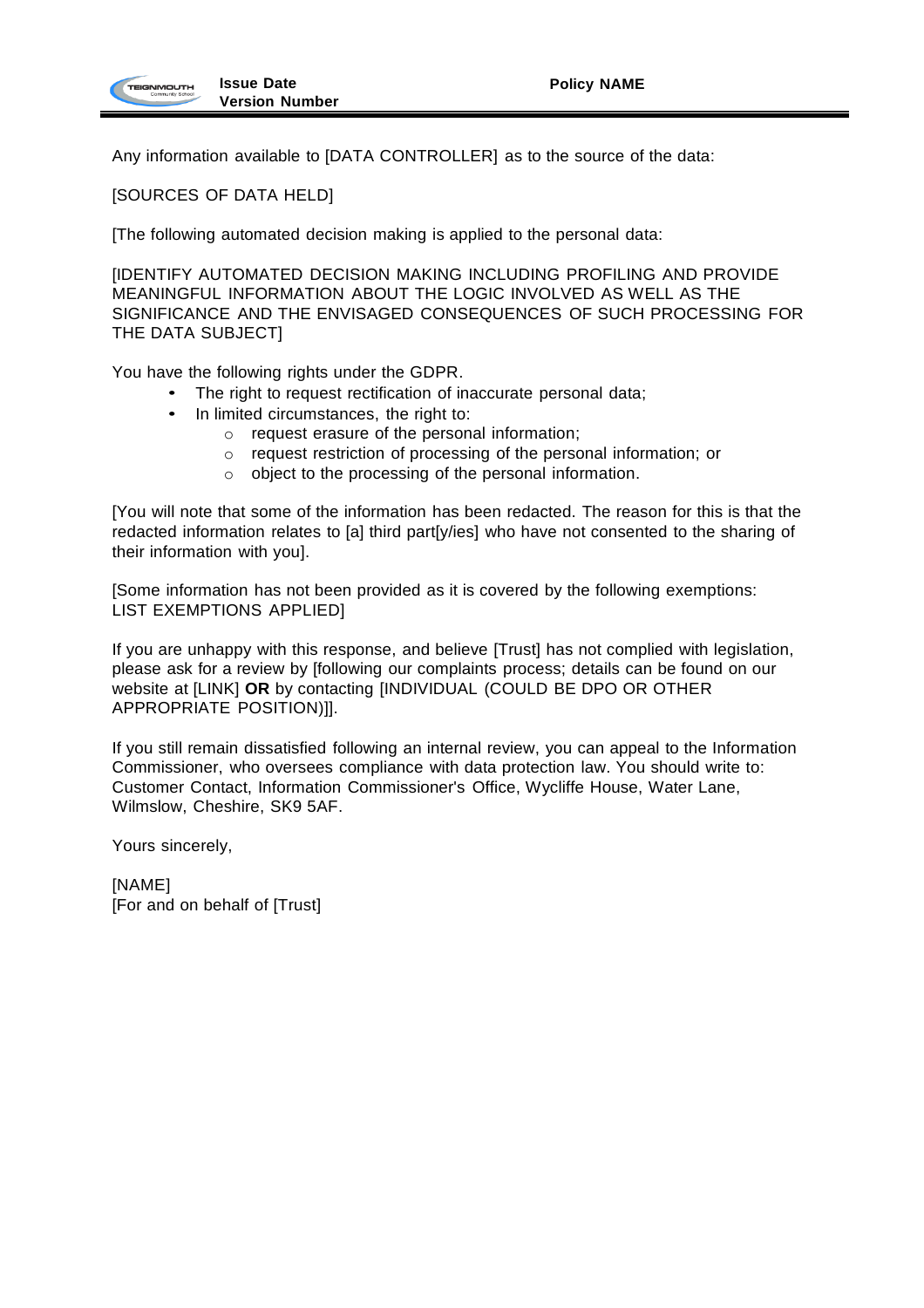Any information available to [DATA CONTROLLER] as to the source of the data:

[SOURCES OF DATA HELD]

[The following automated decision making is applied to the personal data:

[IDENTIFY AUTOMATED DECISION MAKING INCLUDING PROFILING AND PROVIDE MEANINGFUL INFORMATION ABOUT THE LOGIC INVOLVED AS WELL AS THE SIGNIFICANCE AND THE ENVISAGED CONSEQUENCES OF SUCH PROCESSING FOR THE DATA SUBJECT]

You have the following rights under the GDPR.

- The right to request rectification of inaccurate personal data;
- In limited circumstances, the right to:
  - request erasure of the personal information;
  - request restriction of processing of the personal information; or
  - object to the processing of the personal information.

[You will note that some of the information has been redacted. The reason for this is that the redacted information relates to [a] third part[y/ies] who have not consented to the sharing of their information with you].

[Some information has not been provided as it is covered by the following exemptions: LIST EXEMPTIONS APPLIED]

If you are unhappy with this response, and believe [Trust] has not complied with legislation, please ask for a review by [following our complaints process; details can be found on our website at [LINK] **OR** by contacting [INDIVIDUAL (COULD BE DPO OR OTHER APPROPRIATE POSITION)]].

If you still remain dissatisfied following an internal review, you can appeal to the Information Commissioner, who oversees compliance with data protection law. You should write to: Customer Contact, Information Commissioner's Office, Wycliffe House, Water Lane, Wilmslow, Cheshire, SK9 5AF.

Yours sincerely,

[NAME]
[For and on behalf of [Trust]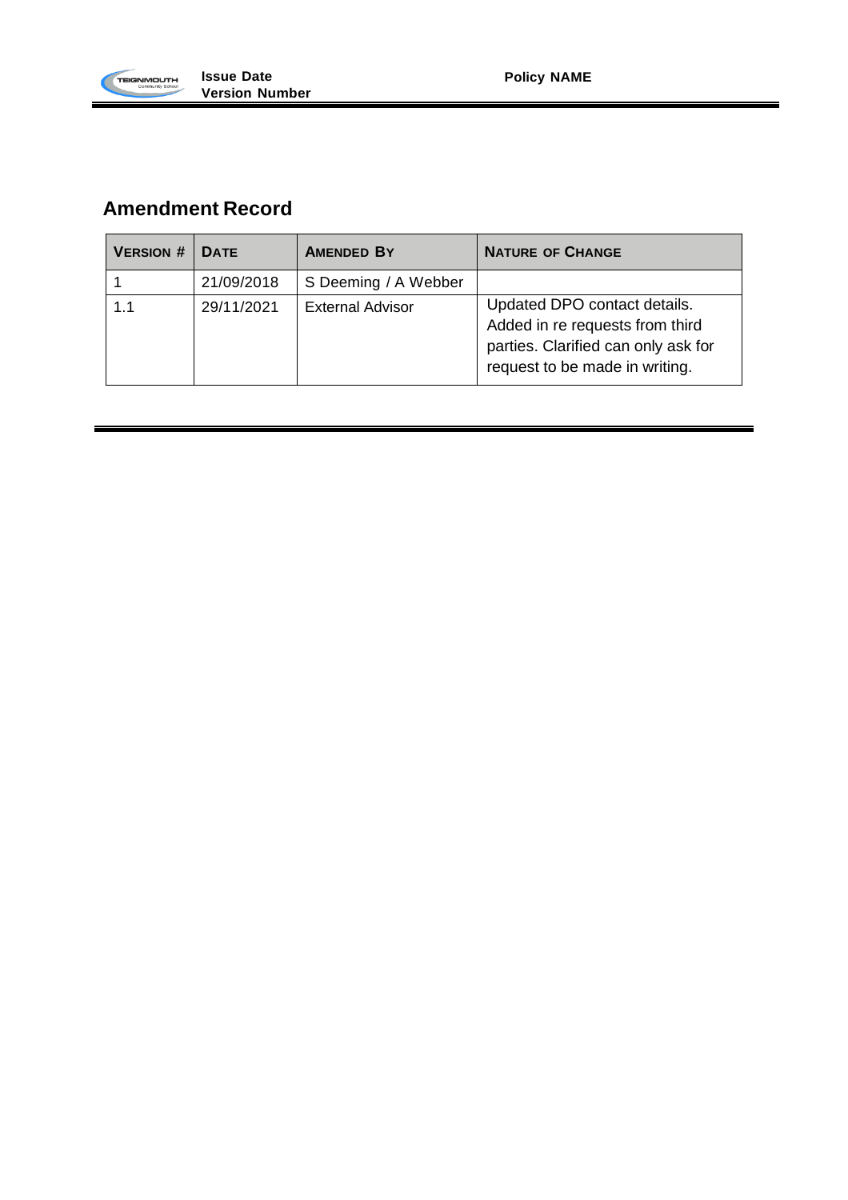## Amendment Record

| VERSION # | DATE | AMENDED BY | NATURE OF CHANGE |
|---|---|---|---|
| 1 | 21/09/2018 | S Deeming / A Webber | |
| 1.1 | 29/11/2021 | External Advisor | Updated DPO contact details. Added in re requests from third parties. Clarified can only ask for request to be made in writing. |